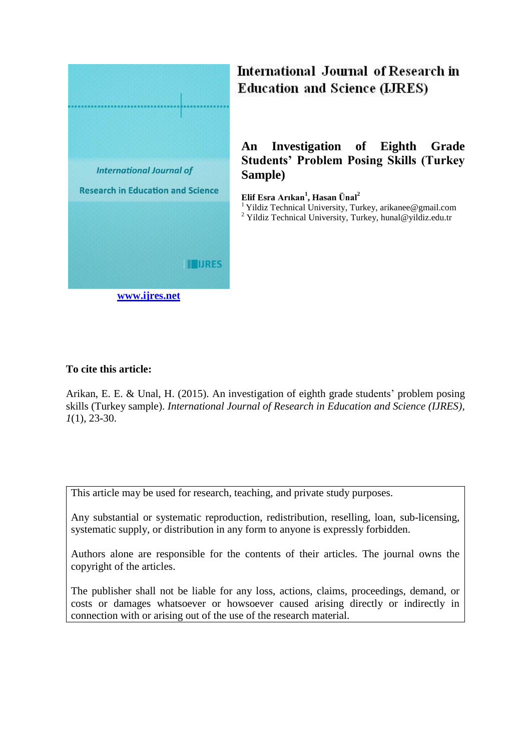International Journal of Research in Education and Science (IJRES)

www.ijres.net

# An Investigation of Eighth Grade Students' Problem Posing Skills (Turkey Sample)

**Elif Esra Arıkan[1], Hasan Ünal[2]**

[1] Yildiz Technical University, Turkey, arikanee@gmail.com

[2] Yildiz Technical University, Turkey, hunal@yildiz.edu.tr

**To cite this article:**

Arikan, E. E. & Unal, H. (2015). An investigation of eighth grade students' problem posing skills (Turkey sample). *International Journal of Research in Education and Science (IJRES), 1*(1), 23-30.

This article may be used for research, teaching, and private study purposes.

Any substantial or systematic reproduction, redistribution, reselling, loan, sub-licensing, systematic supply, or distribution in any form to anyone is expressly forbidden.

Authors alone are responsible for the contents of their articles. The journal owns the copyright of the articles.

The publisher shall not be liable for any loss, actions, claims, proceedings, demand, or costs or damages whatsoever or howsoever caused arising directly or indirectly in connection with or arising out of the use of the research material.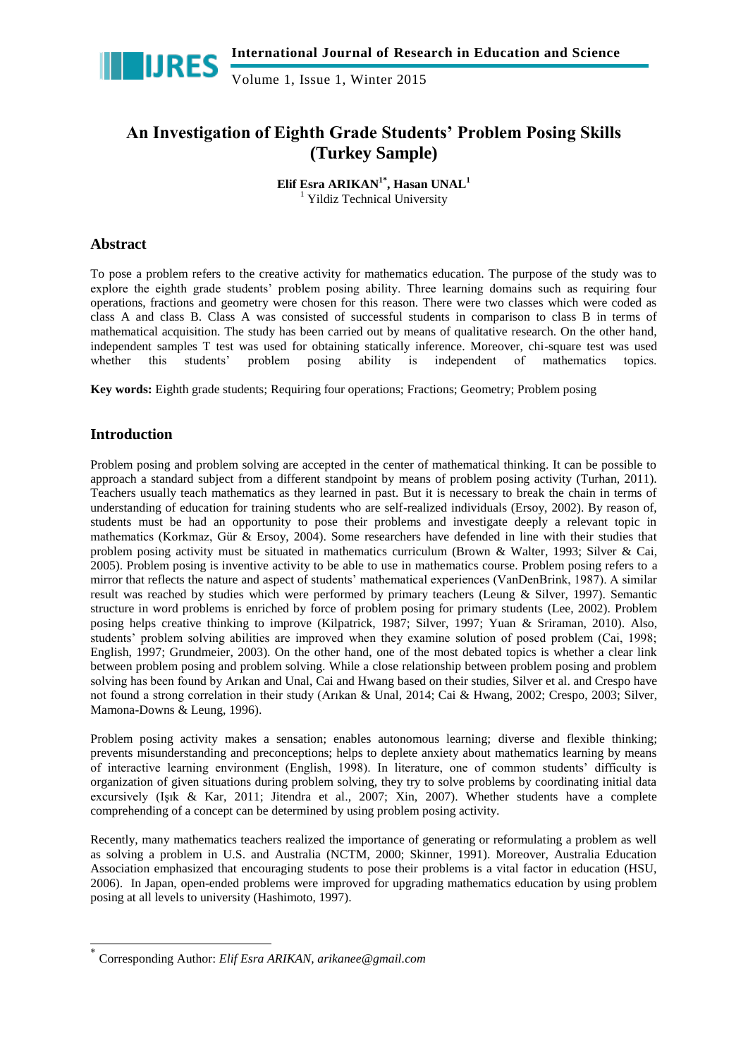# An Investigation of Eighth Grade Students' Problem Posing Skills (Turkey Sample)

**Elif Esra ARIKAN[1*], Hasan UNAL[1]**

[1] Yildiz Technical University

## Abstract

To pose a problem refers to the creative activity for mathematics education. The purpose of the study was to explore the eighth grade students' problem posing ability. Three learning domains such as requiring four operations, fractions and geometry were chosen for this reason. There were two classes which were coded as class A and class B. Class A was consisted of successful students in comparison to class B in terms of mathematical acquisition. The study has been carried out by means of qualitative research. On the other hand, independent samples T test was used for obtaining statically inference. Moreover, chi-square test was used whether this students' problem posing ability is independent of mathematics topics.

**Key words:** Eighth grade students; Requiring four operations; Fractions; Geometry; Problem posing

## Introduction

Problem posing and problem solving are accepted in the center of mathematical thinking. It can be possible to approach a standard subject from a different standpoint by means of problem posing activity (Turhan, 2011). Teachers usually teach mathematics as they learned in past. But it is necessary to break the chain in terms of understanding of education for training students who are self-realized individuals (Ersoy, 2002). By reason of, students must be had an opportunity to pose their problems and investigate deeply a relevant topic in mathematics (Korkmaz, Gür & Ersoy, 2004). Some researchers have defended in line with their studies that problem posing activity must be situated in mathematics curriculum (Brown & Walter, 1993; Silver & Cai, 2005). Problem posing is inventive activity to be able to use in mathematics course. Problem posing refers to a mirror that reflects the nature and aspect of students' mathematical experiences (VanDenBrink, 1987). A similar result was reached by studies which were performed by primary teachers (Leung & Silver, 1997). Semantic structure in word problems is enriched by force of problem posing for primary students (Lee, 2002). Problem posing helps creative thinking to improve (Kilpatrick, 1987; Silver, 1997; Yuan & Sriraman, 2010). Also, students' problem solving abilities are improved when they examine solution of posed problem (Cai, 1998; English, 1997; Grundmeier, 2003). On the other hand, one of the most debated topics is whether a clear link between problem posing and problem solving. While a close relationship between problem posing and problem solving has been found by Arıkan and Unal, Cai and Hwang based on their studies, Silver et al. and Crespo have not found a strong correlation in their study (Arıkan & Unal, 2014; Cai & Hwang, 2002; Crespo, 2003; Silver, Mamona-Downs & Leung, 1996).

Problem posing activity makes a sensation; enables autonomous learning; diverse and flexible thinking; prevents misunderstanding and preconceptions; helps to deplete anxiety about mathematics learning by means of interactive learning environment (English, 1998). In literature, one of common students' difficulty is organization of given situations during problem solving, they try to solve problems by coordinating initial data excursively (Işık & Kar, 2011; Jitendra et al., 2007; Xin, 2007). Whether students have a complete comprehending of a concept can be determined by using problem posing activity.

Recently, many mathematics teachers realized the importance of generating or reformulating a problem as well as solving a problem in U.S. and Australia (NCTM, 2000; Skinner, 1991). Moreover, Australia Education Association emphasized that encouraging students to pose their problems is a vital factor in education (HSU, 2006). In Japan, open-ended problems were improved for upgrading mathematics education by using problem posing at all levels to university (Hashimoto, 1997).

[*] Corresponding Author: *Elif Esra ARIKAN, arikanee@gmail.com*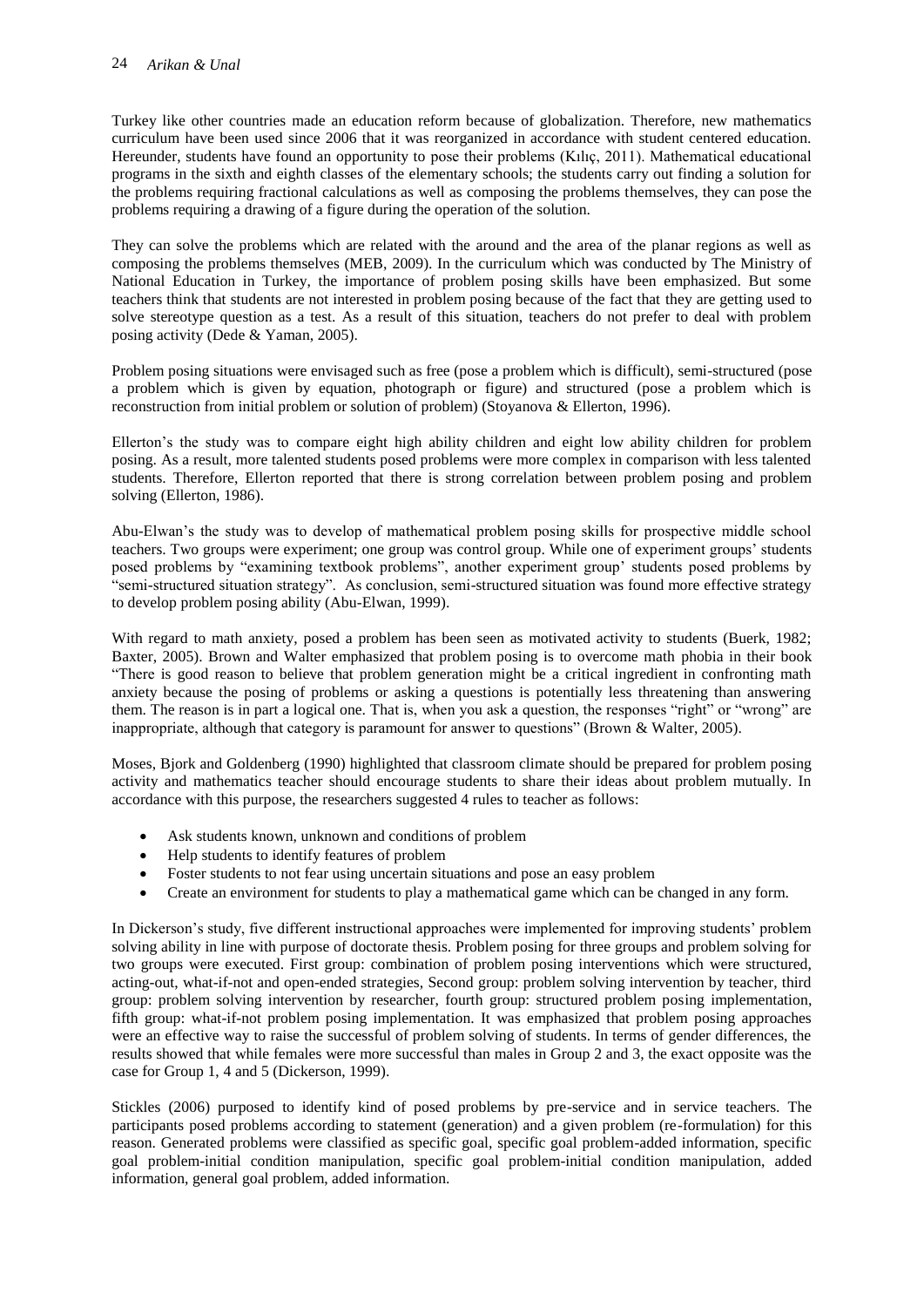Turkey like other countries made an education reform because of globalization. Therefore, new mathematics curriculum have been used since 2006 that it was reorganized in accordance with student centered education. Hereunder, students have found an opportunity to pose their problems (Kılıç, 2011). Mathematical educational programs in the sixth and eighth classes of the elementary schools; the students carry out finding a solution for the problems requiring fractional calculations as well as composing the problems themselves, they can pose the problems requiring a drawing of a figure during the operation of the solution.

They can solve the problems which are related with the around and the area of the planar regions as well as composing the problems themselves (MEB, 2009). In the curriculum which was conducted by The Ministry of National Education in Turkey, the importance of problem posing skills have been emphasized. But some teachers think that students are not interested in problem posing because of the fact that they are getting used to solve stereotype question as a test. As a result of this situation, teachers do not prefer to deal with problem posing activity (Dede & Yaman, 2005).

Problem posing situations were envisaged such as free (pose a problem which is difficult), semi-structured (pose a problem which is given by equation, photograph or figure) and structured (pose a problem which is reconstruction from initial problem or solution of problem) (Stoyanova & Ellerton, 1996).

Ellerton's the study was to compare eight high ability children and eight low ability children for problem posing. As a result, more talented students posed problems were more complex in comparison with less talented students. Therefore, Ellerton reported that there is strong correlation between problem posing and problem solving (Ellerton, 1986).

Abu-Elwan's the study was to develop of mathematical problem posing skills for prospective middle school teachers. Two groups were experiment; one group was control group. While one of experiment groups' students posed problems by "examining textbook problems", another experiment group' students posed problems by "semi-structured situation strategy". As conclusion, semi-structured situation was found more effective strategy to develop problem posing ability (Abu-Elwan, 1999).

With regard to math anxiety, posed a problem has been seen as motivated activity to students (Buerk, 1982; Baxter, 2005). Brown and Walter emphasized that problem posing is to overcome math phobia in their book "There is good reason to believe that problem generation might be a critical ingredient in confronting math anxiety because the posing of problems or asking a questions is potentially less threatening than answering them. The reason is in part a logical one. That is, when you ask a question, the responses "right" or "wrong" are inappropriate, although that category is paramount for answer to questions" (Brown & Walter, 2005).

Moses, Bjork and Goldenberg (1990) highlighted that classroom climate should be prepared for problem posing activity and mathematics teacher should encourage students to share their ideas about problem mutually. In accordance with this purpose, the researchers suggested 4 rules to teacher as follows:

- Ask students known, unknown and conditions of problem
- Help students to identify features of problem
- Foster students to not fear using uncertain situations and pose an easy problem
- Create an environment for students to play a mathematical game which can be changed in any form.

In Dickerson's study, five different instructional approaches were implemented for improving students' problem solving ability in line with purpose of doctorate thesis. Problem posing for three groups and problem solving for two groups were executed. First group: combination of problem posing interventions which were structured, acting-out, what-if-not and open-ended strategies, Second group: problem solving intervention by teacher, third group: problem solving intervention by researcher, fourth group: structured problem posing implementation, fifth group: what-if-not problem posing implementation. It was emphasized that problem posing approaches were an effective way to raise the successful of problem solving of students. In terms of gender differences, the results showed that while females were more successful than males in Group 2 and 3, the exact opposite was the case for Group 1, 4 and 5 (Dickerson, 1999).

Stickles (2006) purposed to identify kind of posed problems by pre-service and in service teachers. The participants posed problems according to statement (generation) and a given problem (re-formulation) for this reason. Generated problems were classified as specific goal, specific goal problem-added information, specific goal problem-initial condition manipulation, specific goal problem-initial condition manipulation, added information, general goal problem, added information.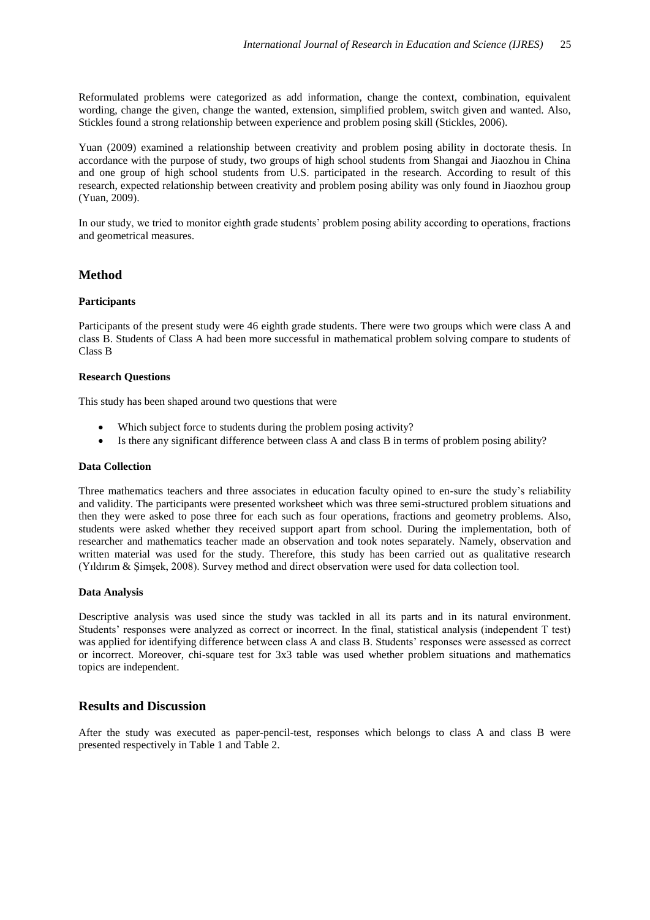Reformulated problems were categorized as add information, change the context, combination, equivalent wording, change the given, change the wanted, extension, simplified problem, switch given and wanted. Also, Stickles found a strong relationship between experience and problem posing skill (Stickles, 2006).

Yuan (2009) examined a relationship between creativity and problem posing ability in doctorate thesis. In accordance with the purpose of study, two groups of high school students from Shangai and Jiaozhou in China and one group of high school students from U.S. participated in the research. According to result of this research, expected relationship between creativity and problem posing ability was only found in Jiaozhou group (Yuan, 2009).

In our study, we tried to monitor eighth grade students' problem posing ability according to operations, fractions and geometrical measures.

## Method

### Participants

Participants of the present study were 46 eighth grade students. There were two groups which were class A and class B. Students of Class A had been more successful in mathematical problem solving compare to students of Class B

### Research Questions

This study has been shaped around two questions that were

- Which subject force to students during the problem posing activity?
- Is there any significant difference between class A and class B in terms of problem posing ability?

### Data Collection

Three mathematics teachers and three associates in education faculty opined to en-sure the study's reliability and validity. The participants were presented worksheet which was three semi-structured problem situations and then they were asked to pose three for each such as four operations, fractions and geometry problems. Also, students were asked whether they received support apart from school. During the implementation, both of researcher and mathematics teacher made an observation and took notes separately. Namely, observation and written material was used for the study. Therefore, this study has been carried out as qualitative research (Yıldırım & Şimşek, 2008). Survey method and direct observation were used for data collection tool.

### Data Analysis

Descriptive analysis was used since the study was tackled in all its parts and in its natural environment. Students' responses were analyzed as correct or incorrect. In the final, statistical analysis (independent T test) was applied for identifying difference between class A and class B. Students' responses were assessed as correct or incorrect. Moreover, chi-square test for 3x3 table was used whether problem situations and mathematics topics are independent.

## Results and Discussion

After the study was executed as paper-pencil-test, responses which belongs to class A and class B were presented respectively in Table 1 and Table 2.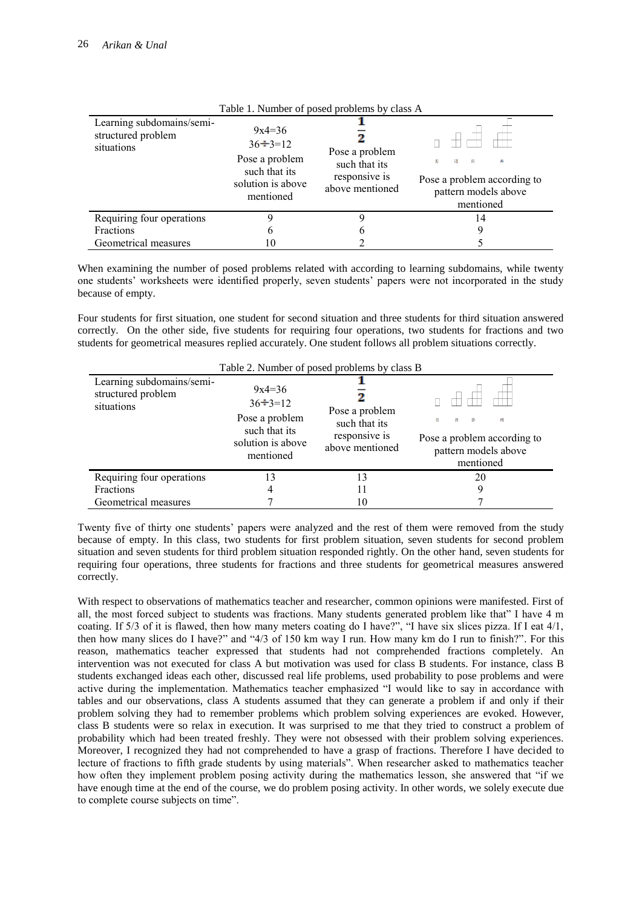Table 1. Number of posed problems by class A

| Learning subdomains/semi-structured problem situations | $9x4=36$ $36\div3=12$ Pose a problem such that its solution is above mentioned | $\frac{1}{2}$ Pose a problem such that its responsive is above mentioned | Pose a problem according to pattern models above mentioned |
|---|---|---|---|
| Requiring four operations | 9 | 9 | 14 |
| Fractions | 6 | 6 | 9 |
| Geometrical measures | 10 | 2 | 5 |

When examining the number of posed problems related with according to learning subdomains, while twenty one students' worksheets were identified properly, seven students' papers were not incorporated in the study because of empty.

Four students for first situation, one student for second situation and three students for third situation answered correctly. On the other side, five students for requiring four operations, two students for fractions and two students for geometrical measures replied accurately. One student follows all problem situations correctly.

Table 2. Number of posed problems by class B

| Learning subdomains/semi-structured problem situations | $9x4=36$ $36\div3=12$ Pose a problem such that its solution is above mentioned | $\frac{1}{2}$ Pose a problem such that its responsive is above mentioned | Pose a problem according to pattern models above mentioned |
|---|---|---|---|
| Requiring four operations | 13 | 13 | 20 |
| Fractions | 4 | 11 | 9 |
| Geometrical measures | 7 | 10 | 7 |

Twenty five of thirty one students' papers were analyzed and the rest of them were removed from the study because of empty. In this class, two students for first problem situation, seven students for second problem situation and seven students for third problem situation responded rightly. On the other hand, seven students for requiring four operations, three students for fractions and three students for geometrical measures answered correctly.

With respect to observations of mathematics teacher and researcher, common opinions were manifested. First of all, the most forced subject to students was fractions. Many students generated problem like that" I have 4 m coating. If 5/3 of it is flawed, then how many meters coating do I have?", "I have six slices pizza. If I eat 4/1, then how many slices do I have?" and "4/3 of 150 km way I run. How many km do I run to finish?". For this reason, mathematics teacher expressed that students had not comprehended fractions completely. An intervention was not executed for class A but motivation was used for class B students. For instance, class B students exchanged ideas each other, discussed real life problems, used probability to pose problems and were active during the implementation. Mathematics teacher emphasized "I would like to say in accordance with tables and our observations, class A students assumed that they can generate a problem if and only if their problem solving they had to remember problems which problem solving experiences are evoked. However, class B students were so relax in execution. It was surprised to me that they tried to construct a problem of probability which had been treated freshly. They were not obsessed with their problem solving experiences. Moreover, I recognized they had not comprehended to have a grasp of fractions. Therefore I have decided to lecture of fractions to fifth grade students by using materials". When researcher asked to mathematics teacher how often they implement problem posing activity during the mathematics lesson, she answered that "if we have enough time at the end of the course, we do problem posing activity. In other words, we solely execute due to complete course subjects on time".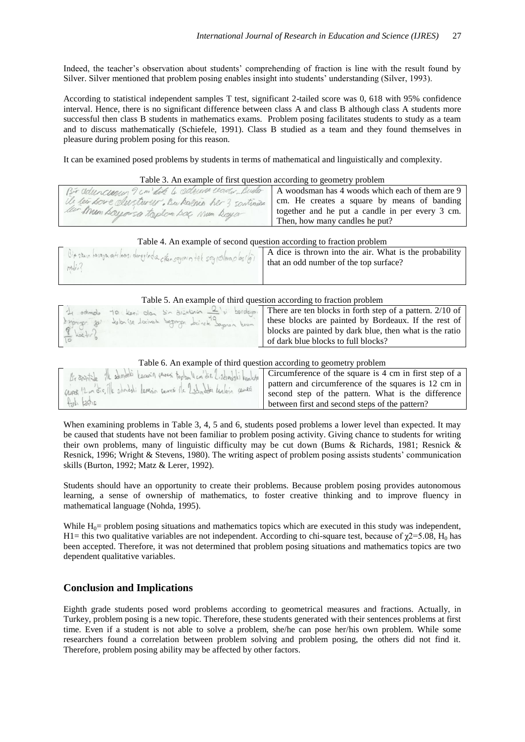Indeed, the teacher's observation about students' comprehending of fraction is line with the result found by Silver. Silver mentioned that problem posing enables insight into students' understanding (Silver, 1993).

According to statistical independent samples T test, significant 2-tailed score was 0, 618 with 95% confidence interval. Hence, there is no significant difference between class A and class B although class A students more successful then class B students in mathematics exams. Problem posing facilitates students to study as a team and to discuss mathematically (Schiefele, 1991). Class B studied as a team and they found themselves in pleasure during problem posing for this reason.

It can be examined posed problems by students in terms of mathematical and linguistically and complexity.

Table 3. An example of first question according to geometry problem

| Bir oduncunun 9 cm'lik 4 odunu vardır. Bunlar ile bir kare oluşturur. Bu karenin her 3 santimine bir mum koyarsa toplam kaç mum koyar | A woodsman has 4 woods which each of them are 9 cm. He creates a square by means of banding together and he put a candle in per every 3 cm. Then, how many candles he put? |
|---|---|

Table 4. An example of second question according to fraction problem

| Bir zarın havaya atılması deneyinde çıkan sayının tek sayı olma olasılığı nedir? | A dice is thrown into the air. What is the probability that an odd number of the top surface? |
|---|---|

Table 5. An example of third question according to fraction problem

| 4. adımda 10 karesi olan bir bütünün $\frac{2}{10}$'si bordoya boyanıyor geri kalan ise lacivert boyanıyor. Lacivertle boyanan kısım $\frac{8}{10}$ kaçtır? | There are ten blocks in forth step of a pattern. 2/10 of these blocks are painted by Bordeaux. If the rest of blocks are painted by dark blue, then what is the ratio of dark blue blocks to full blocks? |
|---|---|

Table 6. An example of third question according to geometry problem

| Bir örüntüde ilk adımdaki karenin çevresi toplam 4 cm'dir. 2. adımdaki karelerin çevresi 12 cm'dir. İlk adımdaki karenin çevresi ile 2. adımdaki karelerin çevresi farkı kaçtır | Circumference of the square is 4 cm in first step of a pattern and circumference of the squares is 12 cm in second step of the pattern. What is the difference between first and second steps of the pattern? |
|---|---|

When examining problems in Table 3, 4, 5 and 6, students posed problems a lower level than expected. It may be caused that students have not been familiar to problem posing activity. Giving chance to students for writing their own problems, many of linguistic difficulty may be cut down (Bums & Richards, 1981; Resnick & Resnick, 1996; Wright & Stevens, 1980). The writing aspect of problem posing assists students' communication skills (Burton, 1992; Matz & Lerer, 1992).

Students should have an opportunity to create their problems. Because problem posing provides autonomous learning, a sense of ownership of mathematics, to foster creative thinking and to improve fluency in mathematical language (Nohda, 1995).

While $H_0$= problem posing situations and mathematics topics which are executed in this study was independent, H1= this two qualitative variables are not independent. According to chi-square test, because of $\chi 2=5.08$, $H_0$ has been accepted. Therefore, it was not determined that problem posing situations and mathematics topics are two dependent qualitative variables.

## Conclusion and Implications

Eighth grade students posed word problems according to geometrical measures and fractions. Actually, in Turkey, problem posing is a new topic. Therefore, these students generated with their sentences problems at first time. Even if a student is not able to solve a problem, she/he can pose her/his own problem. While some researchers found a correlation between problem solving and problem posing, the others did not find it. Therefore, problem posing ability may be affected by other factors.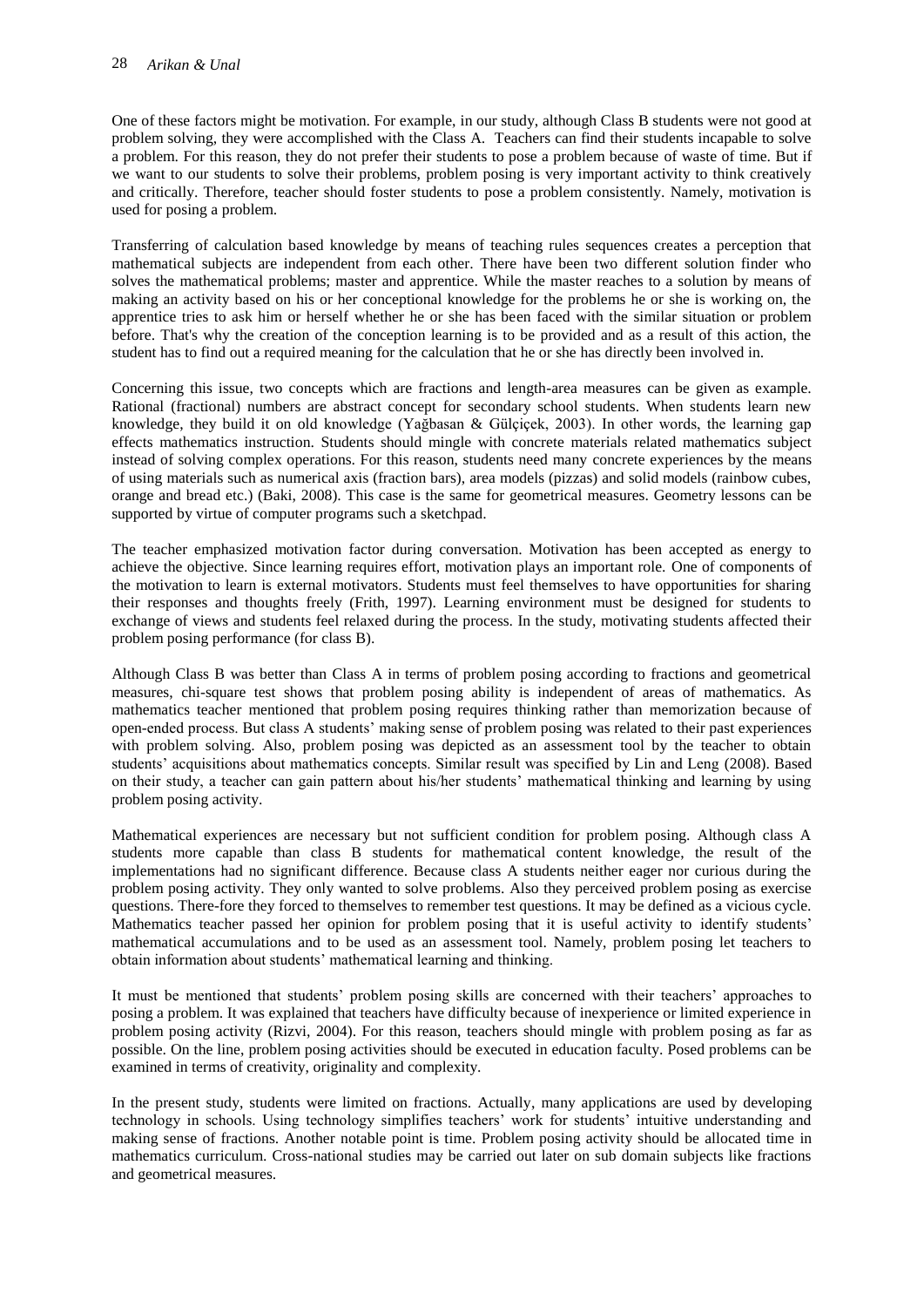One of these factors might be motivation. For example, in our study, although Class B students were not good at problem solving, they were accomplished with the Class A. Teachers can find their students incapable to solve a problem. For this reason, they do not prefer their students to pose a problem because of waste of time. But if we want to our students to solve their problems, problem posing is very important activity to think creatively and critically. Therefore, teacher should foster students to pose a problem consistently. Namely, motivation is used for posing a problem.

Transferring of calculation based knowledge by means of teaching rules sequences creates a perception that mathematical subjects are independent from each other. There have been two different solution finder who solves the mathematical problems; master and apprentice. While the master reaches to a solution by means of making an activity based on his or her conceptional knowledge for the problems he or she is working on, the apprentice tries to ask him or herself whether he or she has been faced with the similar situation or problem before. That's why the creation of the conception learning is to be provided and as a result of this action, the student has to find out a required meaning for the calculation that he or she has directly been involved in.

Concerning this issue, two concepts which are fractions and length-area measures can be given as example. Rational (fractional) numbers are abstract concept for secondary school students. When students learn new knowledge, they build it on old knowledge (Yağbasan & Gülçiçek, 2003). In other words, the learning gap effects mathematics instruction. Students should mingle with concrete materials related mathematics subject instead of solving complex operations. For this reason, students need many concrete experiences by the means of using materials such as numerical axis (fraction bars), area models (pizzas) and solid models (rainbow cubes, orange and bread etc.) (Baki, 2008). This case is the same for geometrical measures. Geometry lessons can be supported by virtue of computer programs such a sketchpad.

The teacher emphasized motivation factor during conversation. Motivation has been accepted as energy to achieve the objective. Since learning requires effort, motivation plays an important role. One of components of the motivation to learn is external motivators. Students must feel themselves to have opportunities for sharing their responses and thoughts freely (Frith, 1997). Learning environment must be designed for students to exchange of views and students feel relaxed during the process. In the study, motivating students affected their problem posing performance (for class B).

Although Class B was better than Class A in terms of problem posing according to fractions and geometrical measures, chi-square test shows that problem posing ability is independent of areas of mathematics. As mathematics teacher mentioned that problem posing requires thinking rather than memorization because of open-ended process. But class A students' making sense of problem posing was related to their past experiences with problem solving. Also, problem posing was depicted as an assessment tool by the teacher to obtain students' acquisitions about mathematics concepts. Similar result was specified by Lin and Leng (2008). Based on their study, a teacher can gain pattern about his/her students' mathematical thinking and learning by using problem posing activity.

Mathematical experiences are necessary but not sufficient condition for problem posing. Although class A students more capable than class B students for mathematical content knowledge, the result of the implementations had no significant difference. Because class A students neither eager nor curious during the problem posing activity. They only wanted to solve problems. Also they perceived problem posing as exercise questions. There-fore they forced to themselves to remember test questions. It may be defined as a vicious cycle. Mathematics teacher passed her opinion for problem posing that it is useful activity to identify students' mathematical accumulations and to be used as an assessment tool. Namely, problem posing let teachers to obtain information about students' mathematical learning and thinking.

It must be mentioned that students' problem posing skills are concerned with their teachers' approaches to posing a problem. It was explained that teachers have difficulty because of inexperience or limited experience in problem posing activity (Rizvi, 2004). For this reason, teachers should mingle with problem posing as far as possible. On the line, problem posing activities should be executed in education faculty. Posed problems can be examined in terms of creativity, originality and complexity.

In the present study, students were limited on fractions. Actually, many applications are used by developing technology in schools. Using technology simplifies teachers' work for students' intuitive understanding and making sense of fractions. Another notable point is time. Problem posing activity should be allocated time in mathematics curriculum. Cross-national studies may be carried out later on sub domain subjects like fractions and geometrical measures.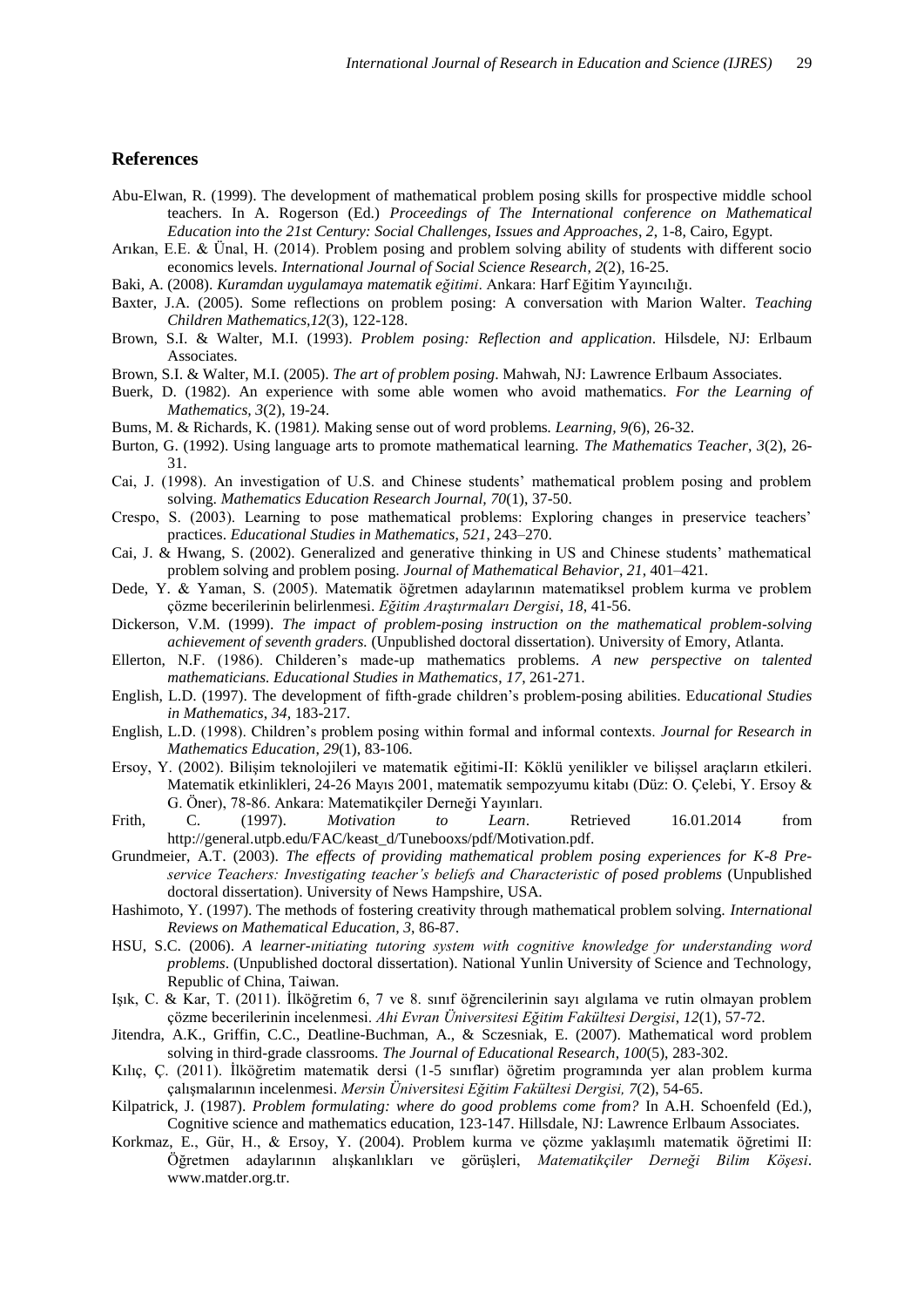## References

Abu-Elwan, R. (1999). The development of mathematical problem posing skills for prospective middle school teachers. In A. Rogerson (Ed.) *Proceedings of The International conference on Mathematical Education into the 21st Century: Social Challenges, Issues and Approaches*, *2*, 1-8, Cairo, Egypt.

Arıkan, E.E. & Ünal, H. (2014). Problem posing and problem solving ability of students with different socio economics levels. *International Journal of Social Science Research*, *2*(2), 16-25.

Baki, A. (2008). *Kuramdan uygulamaya matematik eğitimi*. Ankara: Harf Eğitim Yayıncılığı.

Baxter, J.A. (2005). Some reflections on problem posing: A conversation with Marion Walter. *Teaching Children Mathematics*,*12*(3), 122-128.

Brown, S.I. & Walter, M.I. (1993). *Problem posing: Reflection and application*. Hilsdele, NJ: Erlbaum Associates.

Brown, S.I. & Walter, M.I. (2005). *The art of problem posing*. Mahwah, NJ: Lawrence Erlbaum Associates.

Buerk, D. (1982). An experience with some able women who avoid mathematics. *For the Learning of Mathematics, 3*(2), 19-24.

Bums, M. & Richards, K. (1981*).* Making sense out of word problems*. Learning, 9(*6), 26-32.

Burton, G. (1992). Using language arts to promote mathematical learning. *The Mathematics Teacher*, *3*(2), 26-31.

Cai, J. (1998). An investigation of U.S. and Chinese students' mathematical problem posing and problem solving. *Mathematics Education Research Journal, 70*(1), 37-50.

Crespo, S. (2003). Learning to pose mathematical problems: Exploring changes in preservice teachers' practices. *Educational Studies in Mathematics*, *521*, 243–270.

Cai, J. & Hwang, S. (2002). Generalized and generative thinking in US and Chinese students' mathematical problem solving and problem posing*. Journal of Mathematical Behavior*, *21*, 401–421.

Dede, Y. & Yaman, S. (2005). Matematik öğretmen adaylarının matematiksel problem kurma ve problem çözme becerilerinin belirlenmesi. *Eğitim Araştırmaları Dergisi*, *18*, 41-56.

Dickerson, V.M. (1999). *The impact of problem-posing instruction on the mathematical problem-solving achievement of seventh graders.* (Unpublished doctoral dissertation). University of Emory, Atlanta.

Ellerton, N.F. (1986). Childeren's made-up mathematics problems. *A new perspective on talented mathematicians. Educational Studies in Mathematics, 17*, 261-271.

English, L.D. (1997). The development of fifth-grade children's problem-posing abilities. Ed*ucational Studies in Mathematics*, *34,* 183-217.

English, L.D. (1998). Children's problem posing within formal and informal contexts. *Journal for Research in Mathematics Education*, *29*(1), 83-106.

Ersoy, Y. (2002). Bilişim teknolojileri ve matematik eğitimi-II: Köklü yenilikler ve bilişsel araçların etkileri. Matematik etkinlikleri, 24-26 Mayıs 2001, matematik sempozyumu kitabı (Düz: O. Çelebi, Y. Ersoy & G. Öner), 78-86. Ankara: Matematikçiler Derneği Yayınları.

Frith, C. (1997). *Motivation to Learn*. Retrieved 16.01.2014 from http://general.utpb.edu/FAC/keast_d/Tunebooxs/pdf/Motivation.pdf.

Grundmeier, A.T. (2003). *The effects of providing mathematical problem posing experiences for K-8 Pre-service Teachers: Investigating teacher's beliefs and Characteristic of posed problems* (Unpublished doctoral dissertation). University of News Hampshire, USA.

Hashimoto, Y. (1997). The methods of fostering creativity through mathematical problem solving. *International Reviews on Mathematical Education, 3*, 86-87.

HSU, S.C. (2006). *A learner-ınitiating tutoring system with cognitive knowledge for understanding word problems*. (Unpublished doctoral dissertation). National Yunlin University of Science and Technology, Republic of China, Taiwan.

Işık, C. & Kar, T. (2011). İlköğretim 6, 7 ve 8. sınıf öğrencilerinin sayı algılama ve rutin olmayan problem çözme becerilerinin incelenmesi. *Ahi Evran Üniversitesi Eğitim Fakültesi Dergisi*, *12*(1), 57-72.

Jitendra, A.K., Griffin, C.C., Deatline-Buchman, A., & Sczesniak, E. (2007). Mathematical word problem solving in third-grade classrooms. *The Journal of Educational Research*, *100*(5), 283-302.

Kılıç, Ç. (2011). İlköğretim matematik dersi (1-5 sınıflar) öğretim programında yer alan problem kurma çalışmalarının incelenmesi. *Mersin Üniversitesi Eğitim Fakültesi Dergisi, 7*(2), 54-65.

Kilpatrick, J. (1987). *Problem formulating: where do good problems come from?* In A.H. Schoenfeld (Ed.), Cognitive science and mathematics education, 123-147. Hillsdale, NJ: Lawrence Erlbaum Associates.

Korkmaz, E., Gür, H., & Ersoy, Y. (2004). Problem kurma ve çözme yaklaşımlı matematik öğretimi II: Öğretmen adaylarının alışkanlıkları ve görüşleri, *Matematikçiler Derneği Bilim Köşesi*. www.matder.org.tr.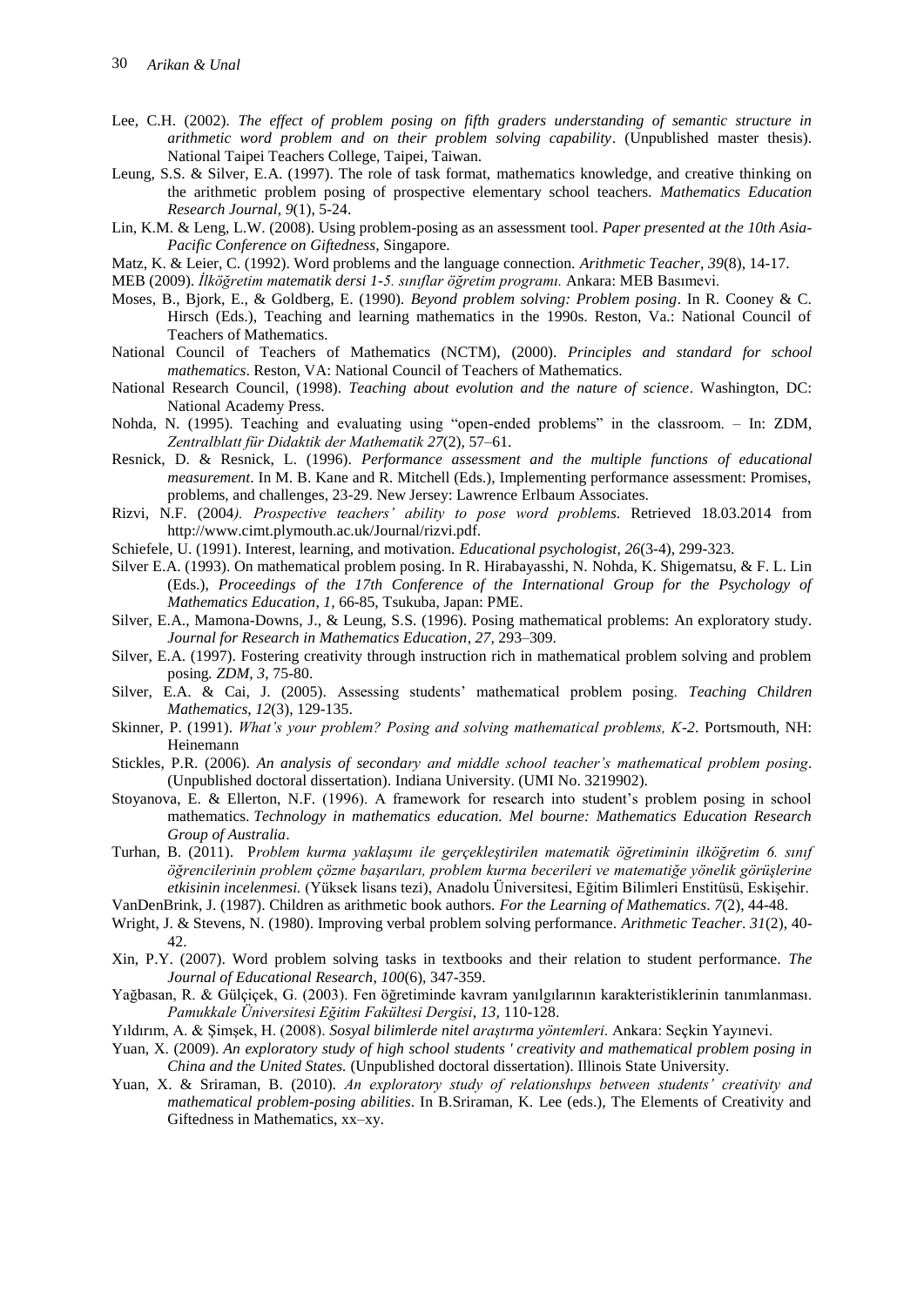Lee, C.H. (2002). *The effect of problem posing on fifth graders understanding of semantic structure in arithmetic word problem and on their problem solving capability*. (Unpublished master thesis). National Taipei Teachers College, Taipei, Taiwan.

Leung, S.S. & Silver, E.A. (1997). The role of task format, mathematics knowledge, and creative thinking on the arithmetic problem posing of prospective elementary school teachers. *Mathematics Education Research Journal*, *9*(1), 5-24.

Lin, K.M. & Leng, L.W. (2008). Using problem-posing as an assessment tool. *Paper presented at the 10th Asia-Pacific Conference on Giftedness*, Singapore.

Matz, K. & Leier, C. (1992). Word problems and the language connection. *Arithmetic Teacher*, *39*(8), 14-17.

MEB (2009). *İlköğretim matematik dersi 1-5. sınıflar öğretim programı.* Ankara: MEB Basımevi.

Moses, B., Bjork, E., & Goldberg, E. (1990). *Beyond problem solving: Problem posing*. In R. Cooney & C. Hirsch (Eds.), Teaching and learning mathematics in the 1990s. Reston, Va.: National Council of Teachers of Mathematics.

National Council of Teachers of Mathematics (NCTM), (2000). *Principles and standard for school mathematics*. Reston, VA: National Council of Teachers of Mathematics.

National Research Council, (1998). *Teaching about evolution and the nature of science*. Washington, DC: National Academy Press.

Nohda, N. (1995). Teaching and evaluating using "open-ended problems" in the classroom. – In: ZDM, *Zentralblatt für Didaktik der Mathematik 27*(2), 57–61.

Resnick, D. & Resnick, L. (1996). *Performance assessment and the multiple functions of educational measurement*. In M. B. Kane and R. Mitchell (Eds.), Implementing performance assessment: Promises, problems, and challenges, 23-29. New Jersey: Lawrence Erlbaum Associates.

Rizvi, N.F. (2004*). Prospective teachers' ability to pose word problems*. Retrieved 18.03.2014 from http://www.cimt.plymouth.ac.uk/Journal/rizvi.pdf.

Schiefele, U. (1991). Interest, learning, and motivation. *Educational psychologist*, *26*(3-4), 299-323.

Silver E.A. (1993). On mathematical problem posing. In R. Hirabayasshi, N. Nohda, K. Shigematsu, & F. L. Lin (Eds.), *Proceedings of the 17th Conference of the International Group for the Psychology of Mathematics Education, 1,* 66-85, Tsukuba, Japan: PME.

Silver, E.A., Mamona-Downs, J., & Leung, S.S. (1996). Posing mathematical problems: An exploratory study. *Journal for Research in Mathematics Education, 27,* 293–309.

Silver, E.A. (1997). Fostering creativity through instruction rich in mathematical problem solving and problem posing. *ZDM*, *3*, 75-80.

Silver, E.A. & Cai, J. (2005). Assessing students' mathematical problem posing. *Teaching Children Mathematics*, *12*(3), 129-135.

Skinner, P. (1991). *What's your problem? Posing and solving mathematical problems, K-2*. Portsmouth, NH: Heinemann

Stickles, P.R. (2006). *An analysis of secondary and middle school teacher's mathematical problem posing*. (Unpublished doctoral dissertation). Indiana University. (UMI No. 3219902).

Stoyanova, E. & Ellerton, N.F. (1996). A framework for research into student's problem posing in school mathematics. *Technology in mathematics education. Mel bourne: Mathematics Education Research Group of Australia*.

Turhan, B. (2011). P*roblem kurma yaklaşımı ile gerçekleştirilen matematik öğretiminin ilköğretim 6. sınıf öğrencilerinin problem çözme başarıları, problem kurma becerileri ve matematiğe yönelik görüşlerine etkisinin incelenmesi.* (Yüksek lisans tezi), Anadolu Üniversitesi, Eğitim Bilimleri Enstitüsü, Eskişehir.

VanDenBrink, J. (1987). Children as arithmetic book authors. *For the Learning of Mathematics*. *7*(2), 44-48.

Wright, J. & Stevens, N. (1980). Improving verbal problem solving performance. *Arithmetic Teacher*. *31*(2), 40-42.

Xin, P.Y. (2007). Word problem solving tasks in textbooks and their relation to student performance. *The Journal of Educational Research*, *100*(6), 347-359.

Yağbasan, R. & Gülçiçek, G. (2003). Fen öğretiminde kavram yanılgılarının karakteristiklerinin tanımlanması. *Pamukkale Üniversitesi Eğitim Fakültesi Dergisi*, *13,* 110-128.

Yıldırım, A. & Şimşek, H. (2008). *Sosyal bilimlerde nitel araştırma yöntemleri.* Ankara: Seçkin Yayınevi.

Yuan, X. (2009). *An exploratory study of high school students ' creativity and mathematical problem posing in China and the United States.* (Unpublished doctoral dissertation). Illinois State University.

Yuan, X. & Sriraman, B. (2010). *An exploratory study of relationshıps between students' creativity and mathematical problem-posing abilities*. In B.Sriraman, K. Lee (eds.), The Elements of Creativity and Giftedness in Mathematics, xx–xy.